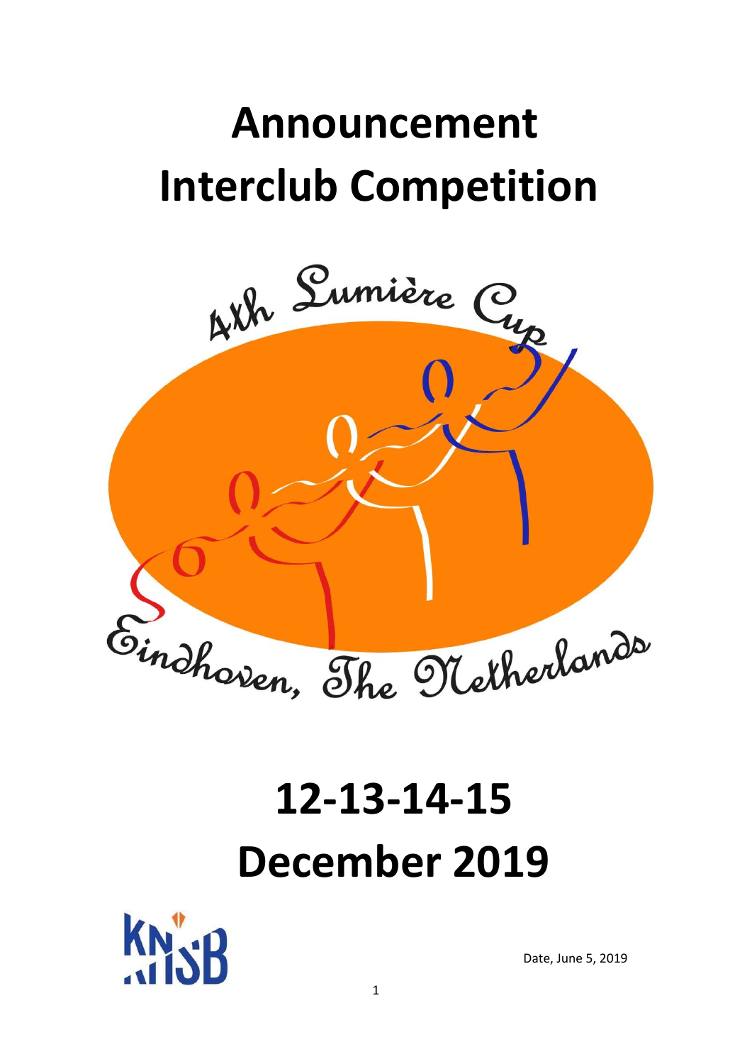# Announcement
# Interclub Competition

4th Lumière Cup

Eindhoven, The Netherlands

# 12-13-14-15
# December 2019

KNSB

Date, June 5, 2019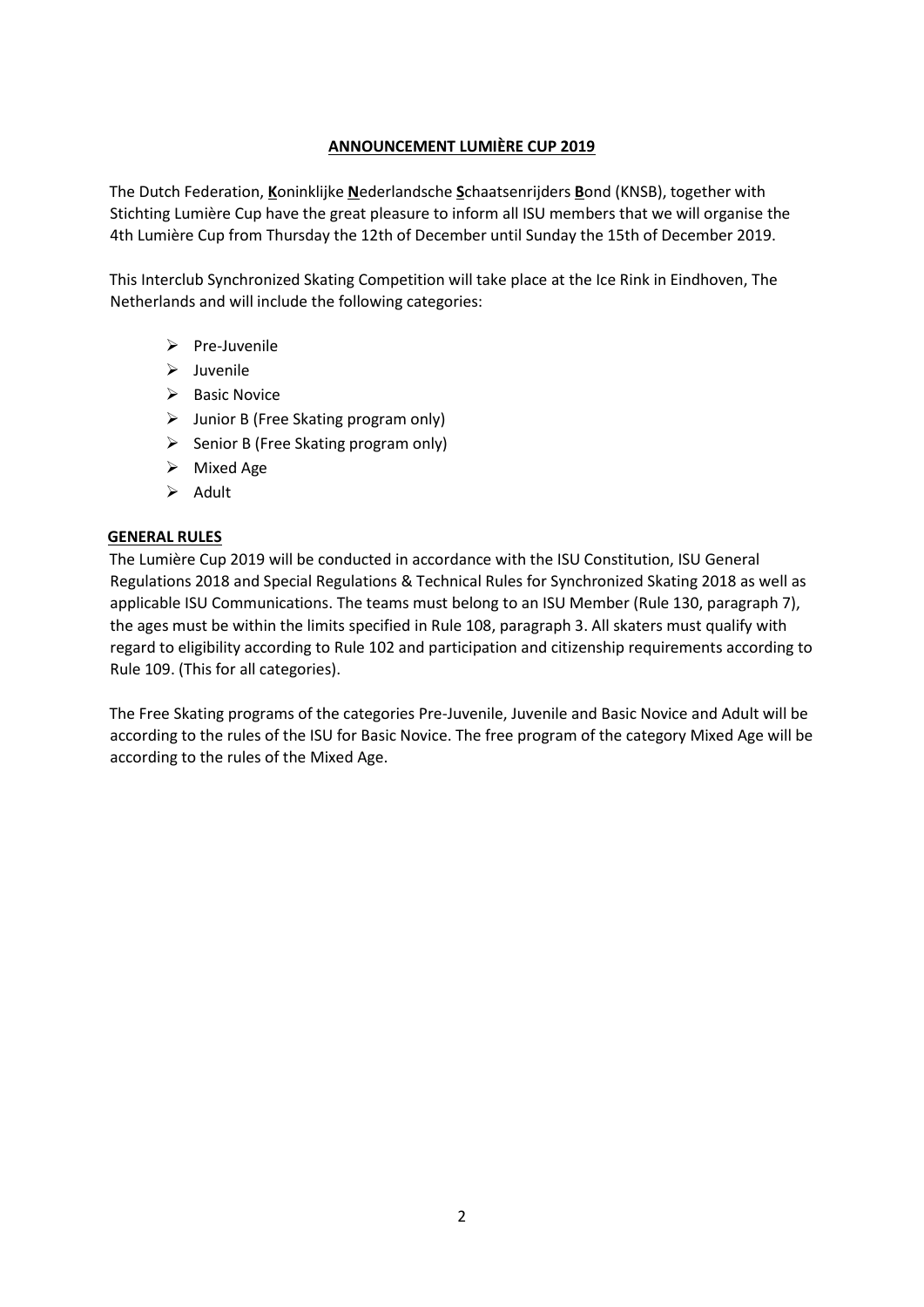## ANNOUNCEMENT LUMIÈRE CUP 2019

The Dutch Federation, **K**oninklijke **N**ederlandsche **S**chaatsenrijders **B**ond (KNSB), together with Stichting Lumière Cup have the great pleasure to inform all ISU members that we will organise the 4th Lumière Cup from Thursday the 12th of December until Sunday the 15th of December 2019.

This Interclub Synchronized Skating Competition will take place at the Ice Rink in Eindhoven, The Netherlands and will include the following categories:

- Pre-Juvenile
- Juvenile
- Basic Novice
- Junior B (Free Skating program only)
- Senior B (Free Skating program only)
- Mixed Age
- Adult

### GENERAL RULES

The Lumière Cup 2019 will be conducted in accordance with the ISU Constitution, ISU General Regulations 2018 and Special Regulations & Technical Rules for Synchronized Skating 2018 as well as applicable ISU Communications. The teams must belong to an ISU Member (Rule 130, paragraph 7), the ages must be within the limits specified in Rule 108, paragraph 3. All skaters must qualify with regard to eligibility according to Rule 102 and participation and citizenship requirements according to Rule 109. (This for all categories).

The Free Skating programs of the categories Pre-Juvenile, Juvenile and Basic Novice and Adult will be according to the rules of the ISU for Basic Novice. The free program of the category Mixed Age will be according to the rules of the Mixed Age.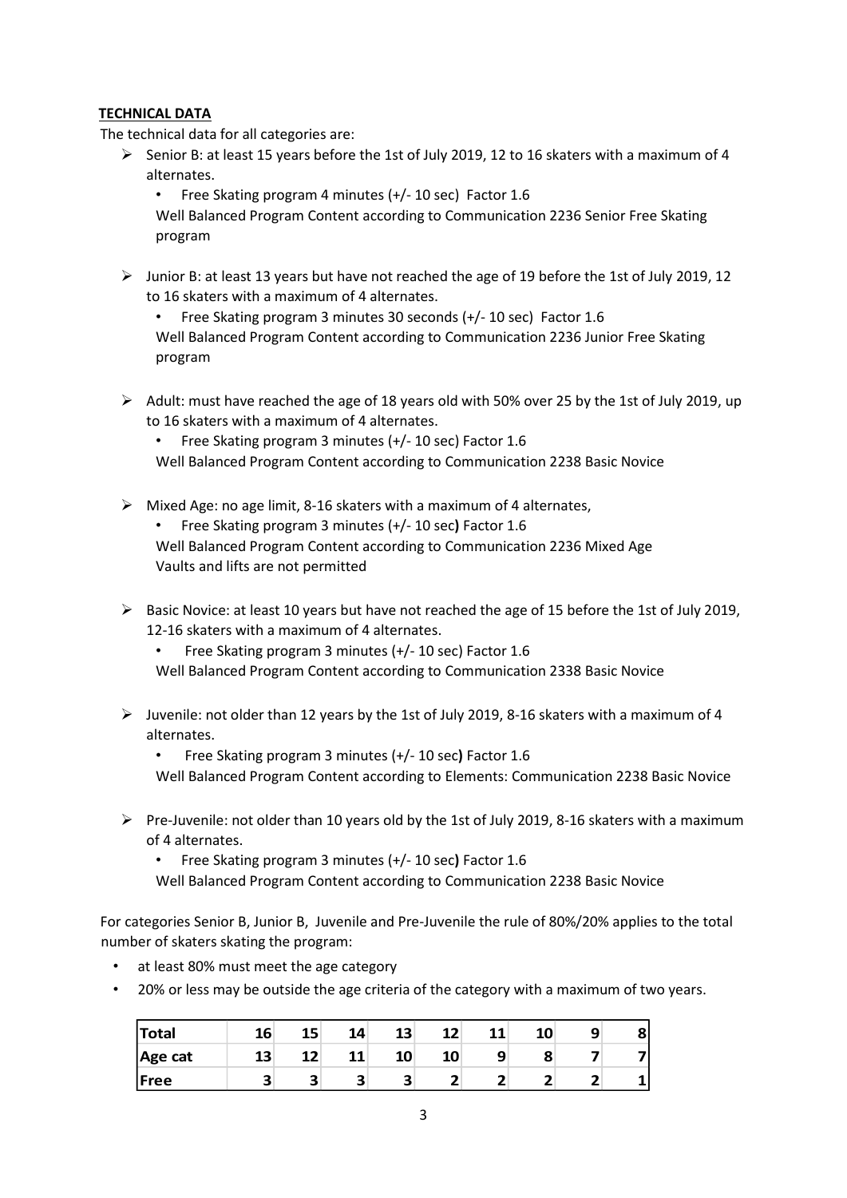**TECHNICAL DATA**

The technical data for all categories are:

- Senior B: at least 15 years before the 1st of July 2019, 12 to 16 skaters with a maximum of 4 alternates.
  - Free Skating program 4 minutes (+/- 10 sec) Factor 1.6

  Well Balanced Program Content according to Communication 2236 Senior Free Skating program

- Junior B: at least 13 years but have not reached the age of 19 before the 1st of July 2019, 12 to 16 skaters with a maximum of 4 alternates.
  - Free Skating program 3 minutes 30 seconds (+/- 10 sec) Factor 1.6

  Well Balanced Program Content according to Communication 2236 Junior Free Skating program

- Adult: must have reached the age of 18 years old with 50% over 25 by the 1st of July 2019, up to 16 skaters with a maximum of 4 alternates.
  - Free Skating program 3 minutes (+/- 10 sec) Factor 1.6

  Well Balanced Program Content according to Communication 2238 Basic Novice

- Mixed Age: no age limit, 8-16 skaters with a maximum of 4 alternates,
  - Free Skating program 3 minutes (+/- 10 sec) Factor 1.6

  Well Balanced Program Content according to Communication 2236 Mixed Age
  Vaults and lifts are not permitted

- Basic Novice: at least 10 years but have not reached the age of 15 before the 1st of July 2019, 12-16 skaters with a maximum of 4 alternates.
  - Free Skating program 3 minutes (+/- 10 sec) Factor 1.6

  Well Balanced Program Content according to Communication 2338 Basic Novice

- Juvenile: not older than 12 years by the 1st of July 2019, 8-16 skaters with a maximum of 4 alternates.
  - Free Skating program 3 minutes (+/- 10 sec) Factor 1.6

  Well Balanced Program Content according to Elements: Communication 2238 Basic Novice

- Pre-Juvenile: not older than 10 years old by the 1st of July 2019, 8-16 skaters with a maximum of 4 alternates.
  - Free Skating program 3 minutes (+/- 10 sec) Factor 1.6

  Well Balanced Program Content according to Communication 2238 Basic Novice

For categories Senior B, Junior B, Juvenile and Pre-Juvenile the rule of 80%/20% applies to the total number of skaters skating the program:

- at least 80% must meet the age category
- 20% or less may be outside the age criteria of the category with a maximum of two years.

| **Total** | **16** | **15** | **14** | **13** | **12** | **11** | **10** | **9** | **8** |
|---|---|---|---|---|---|---|---|---|---|
| **Age cat** | **13** | **12** | **11** | **10** | **10** | **9** | **8** | **7** | **7** |
| **Free** | **3** | **3** | **3** | **3** | **2** | **2** | **2** | **2** | **1** |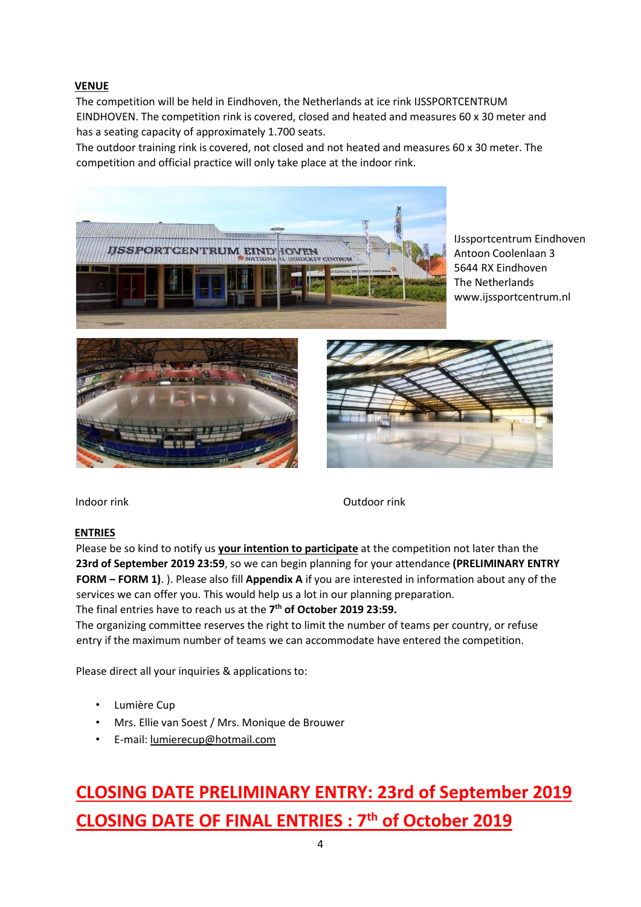**VENUE**

The competition will be held in Eindhoven, the Netherlands at ice rink IJSSPORTCENTRUM EINDHOVEN. The competition rink is covered, closed and heated and measures 60 x 30 meter and has a seating capacity of approximately 1.700 seats.

The outdoor training rink is covered, not closed and not heated and measures 60 x 30 meter. The competition and official practice will only take place at the indoor rink.

IJssportcentrum Eindhoven
Antoon Coolenlaan 3
5644 RX Eindhoven
The Netherlands
www.ijssportcentrum.nl

Indoor rink

Outdoor rink

**ENTRIES**

Please be so kind to notify us **your intention to participate** at the competition not later than the **23rd of September 2019 23:59**, so we can begin planning for your attendance **(PRELIMINARY ENTRY FORM – FORM 1)**. ). Please also fill **Appendix A** if you are interested in information about any of the services we can offer you. This would help us a lot in our planning preparation.

The final entries have to reach us at the **7th of October 2019 23:59.**

The organizing committee reserves the right to limit the number of teams per country, or refuse entry if the maximum number of teams we can accommodate have entered the competition.

Please direct all your inquiries & applications to:

- Lumière Cup
- Mrs. Ellie van Soest / Mrs. Monique de Brouwer
- E-mail: lumierecup@hotmail.com

## CLOSING DATE PRELIMINARY ENTRY: 23rd of September 2019

## CLOSING DATE OF FINAL ENTRIES : 7th of October 2019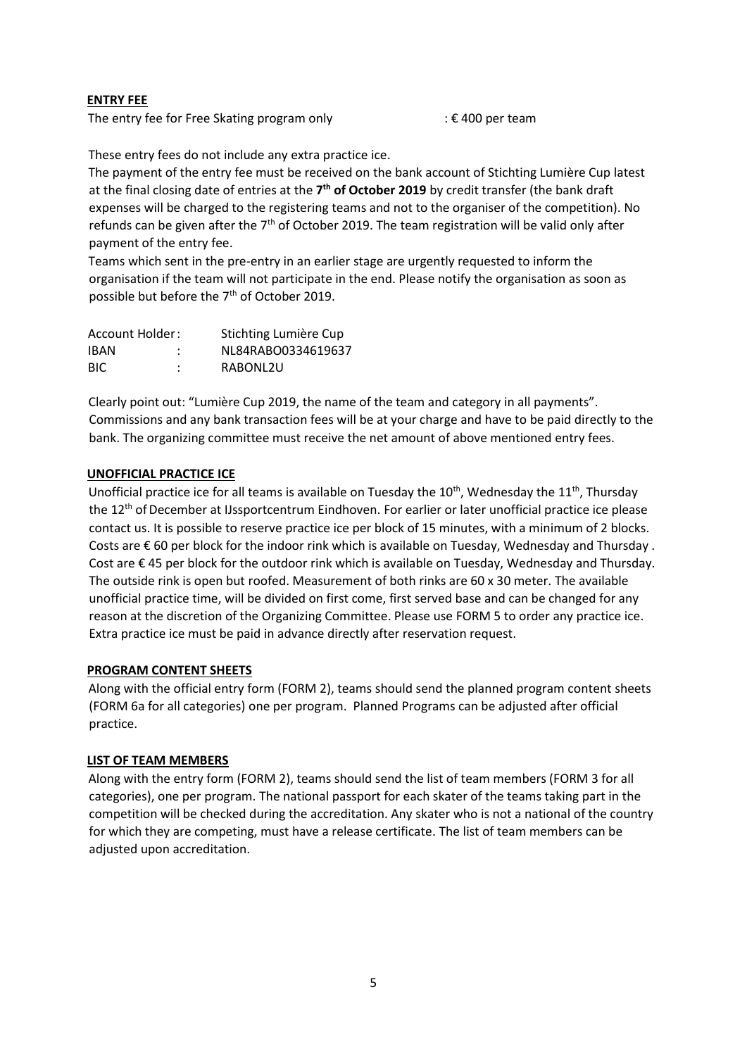**ENTRY FEE**

The entry fee for Free Skating program only : € 400 per team

These entry fees do not include any extra practice ice.

The payment of the entry fee must be received on the bank account of Stichting Lumière Cup latest at the final closing date of entries at the **7th of October 2019** by credit transfer (the bank draft expenses will be charged to the registering teams and not to the organiser of the competition). No refunds can be given after the 7th of October 2019. The team registration will be valid only after payment of the entry fee.

Teams which sent in the pre-entry in an earlier stage are urgently requested to inform the organisation if the team will not participate in the end. Please notify the organisation as soon as possible but before the 7th of October 2019.

| | | |
|---|---|---|
| Account Holder | : | Stichting Lumière Cup |
| IBAN | : | NL84RABO0334619637 |
| BIC | : | RABONL2U |

Clearly point out: "Lumière Cup 2019, the name of the team and category in all payments". Commissions and any bank transaction fees will be at your charge and have to be paid directly to the bank. The organizing committee must receive the net amount of above mentioned entry fees.

**UNOFFICIAL PRACTICE ICE**

Unofficial practice ice for all teams is available on Tuesday the 10th, Wednesday the 11th, Thursday the 12th of December at IJssportcentrum Eindhoven. For earlier or later unofficial practice ice please contact us. It is possible to reserve practice ice per block of 15 minutes, with a minimum of 2 blocks. Costs are € 60 per block for the indoor rink which is available on Tuesday, Wednesday and Thursday . Cost are € 45 per block for the outdoor rink which is available on Tuesday, Wednesday and Thursday. The outside rink is open but roofed. Measurement of both rinks are 60 x 30 meter. The available unofficial practice time, will be divided on first come, first served base and can be changed for any reason at the discretion of the Organizing Committee. Please use FORM 5 to order any practice ice. Extra practice ice must be paid in advance directly after reservation request.

**PROGRAM CONTENT SHEETS**

Along with the official entry form (FORM 2), teams should send the planned program content sheets (FORM 6a for all categories) one per program. Planned Programs can be adjusted after official practice.

**LIST OF TEAM MEMBERS**

Along with the entry form (FORM 2), teams should send the list of team members (FORM 3 for all categories), one per program. The national passport for each skater of the teams taking part in the competition will be checked during the accreditation. Any skater who is not a national of the country for which they are competing, must have a release certificate. The list of team members can be adjusted upon accreditation.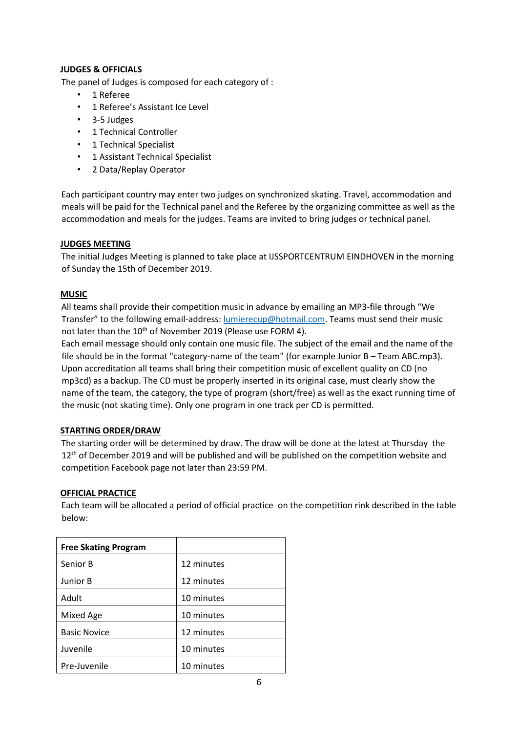## JUDGES & OFFICIALS

The panel of Judges is composed for each category of :

- 1 Referee
- 1 Referee's Assistant Ice Level
- 3-5 Judges
- 1 Technical Controller
- 1 Technical Specialist
- 1 Assistant Technical Specialist
- 2 Data/Replay Operator

Each participant country may enter two judges on synchronized skating. Travel, accommodation and meals will be paid for the Technical panel and the Referee by the organizing committee as well as the accommodation and meals for the judges. Teams are invited to bring judges or technical panel.

## JUDGES MEETING

The initial Judges Meeting is planned to take place at IJSSPORTCENTRUM EINDHOVEN in the morning of Sunday the 15th of December 2019.

## MUSIC

All teams shall provide their competition music in advance by emailing an MP3-file through "We Transfer" to the following email-address: lumierecup@hotmail.com. Teams must send their music not later than the 10th of November 2019 (Please use FORM 4).

Each email message should only contain one music file. The subject of the email and the name of the file should be in the format "category-name of the team" (for example Junior B – Team ABC.mp3). Upon accreditation all teams shall bring their competition music of excellent quality on CD (no mp3cd) as a backup. The CD must be properly inserted in its original case, must clearly show the name of the team, the category, the type of program (short/free) as well as the exact running time of the music (not skating time). Only one program in one track per CD is permitted.

## STARTING ORDER/DRAW

The starting order will be determined by draw. The draw will be done at the latest at Thursday the 12th of December 2019 and will be published and will be published on the competition website and competition Facebook page not later than 23:59 PM.

## OFFICIAL PRACTICE

Each team will be allocated a period of official practice on the competition rink described in the table below:

| Free Skating Program | |
|---|---|
| Senior B | 12 minutes |
| Junior B | 12 minutes |
| Adult | 10 minutes |
| Mixed Age | 10 minutes |
| Basic Novice | 12 minutes |
| Juvenile | 10 minutes |
| Pre-Juvenile | 10 minutes |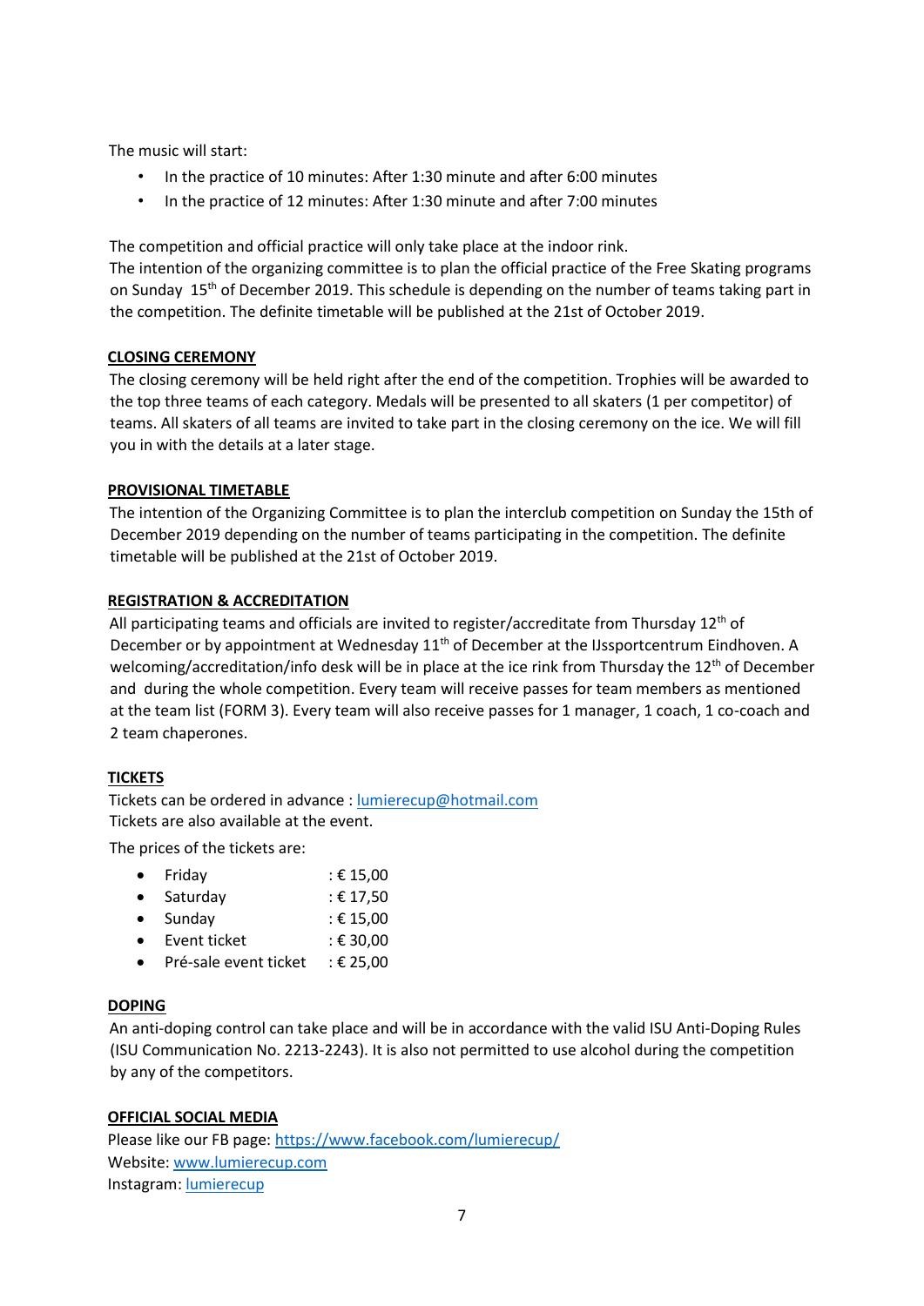The music will start:

- In the practice of 10 minutes: After 1:30 minute and after 6:00 minutes
- In the practice of 12 minutes: After 1:30 minute and after 7:00 minutes

The competition and official practice will only take place at the indoor rink.
The intention of the organizing committee is to plan the official practice of the Free Skating programs on Sunday 15th of December 2019. This schedule is depending on the number of teams taking part in the competition. The definite timetable will be published at the 21st of October 2019.

**CLOSING CEREMONY**

The closing ceremony will be held right after the end of the competition. Trophies will be awarded to the top three teams of each category. Medals will be presented to all skaters (1 per competitor) of teams. All skaters of all teams are invited to take part in the closing ceremony on the ice. We will fill you in with the details at a later stage.

**PROVISIONAL TIMETABLE**

The intention of the Organizing Committee is to plan the interclub competition on Sunday the 15th of December 2019 depending on the number of teams participating in the competition. The definite timetable will be published at the 21st of October 2019.

**REGISTRATION & ACCREDITATION**

All participating teams and officials are invited to register/accreditate from Thursday 12th of December or by appointment at Wednesday 11th of December at the IJssportcentrum Eindhoven. A welcoming/accreditation/info desk will be in place at the ice rink from Thursday the 12th of December and during the whole competition. Every team will receive passes for team members as mentioned at the team list (FORM 3). Every team will also receive passes for 1 manager, 1 coach, 1 co-coach and 2 team chaperones.

**TICKETS**

Tickets can be ordered in advance : lumierecup@hotmail.com
Tickets are also available at the event.

The prices of the tickets are:

- Friday : € 15,00
- Saturday : € 17,50
- Sunday : € 15,00
- Event ticket : € 30,00
- Pré-sale event ticket : € 25,00

**DOPING**

An anti-doping control can take place and will be in accordance with the valid ISU Anti-Doping Rules (ISU Communication No. 2213-2243). It is also not permitted to use alcohol during the competition by any of the competitors.

**OFFICIAL SOCIAL MEDIA**

Please like our FB page: https://www.facebook.com/lumierecup/
Website: www.lumierecup.com
Instagram: lumierecup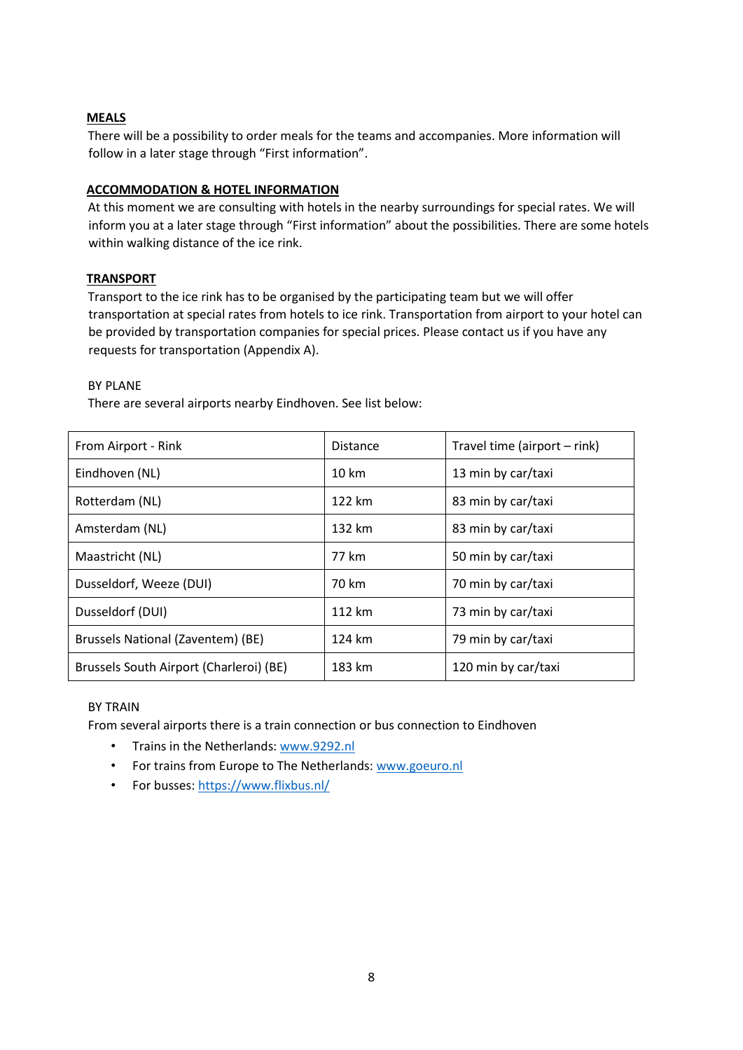## MEALS

There will be a possibility to order meals for the teams and accompanies. More information will follow in a later stage through "First information".

## ACCOMMODATION & HOTEL INFORMATION

At this moment we are consulting with hotels in the nearby surroundings for special rates. We will inform you at a later stage through "First information" about the possibilities. There are some hotels within walking distance of the ice rink.

## TRANSPORT

Transport to the ice rink has to be organised by the participating team but we will offer transportation at special rates from hotels to ice rink. Transportation from airport to your hotel can be provided by transportation companies for special prices. Please contact us if you have any requests for transportation (Appendix A).

BY PLANE

There are several airports nearby Eindhoven. See list below:

| From Airport - Rink | Distance | Travel time (airport – rink) |
|---|---|---|
| Eindhoven (NL) | 10 km | 13 min by car/taxi |
| Rotterdam (NL) | 122 km | 83 min by car/taxi |
| Amsterdam (NL) | 132 km | 83 min by car/taxi |
| Maastricht (NL) | 77 km | 50 min by car/taxi |
| Dusseldorf, Weeze (DUI) | 70 km | 70 min by car/taxi |
| Dusseldorf (DUI) | 112 km | 73 min by car/taxi |
| Brussels National (Zaventem) (BE) | 124 km | 79 min by car/taxi |
| Brussels South Airport (Charleroi) (BE) | 183 km | 120 min by car/taxi |

BY TRAIN

From several airports there is a train connection or bus connection to Eindhoven

- Trains in the Netherlands: www.9292.nl
- For trains from Europe to The Netherlands: www.goeuro.nl
- For busses: https://www.flixbus.nl/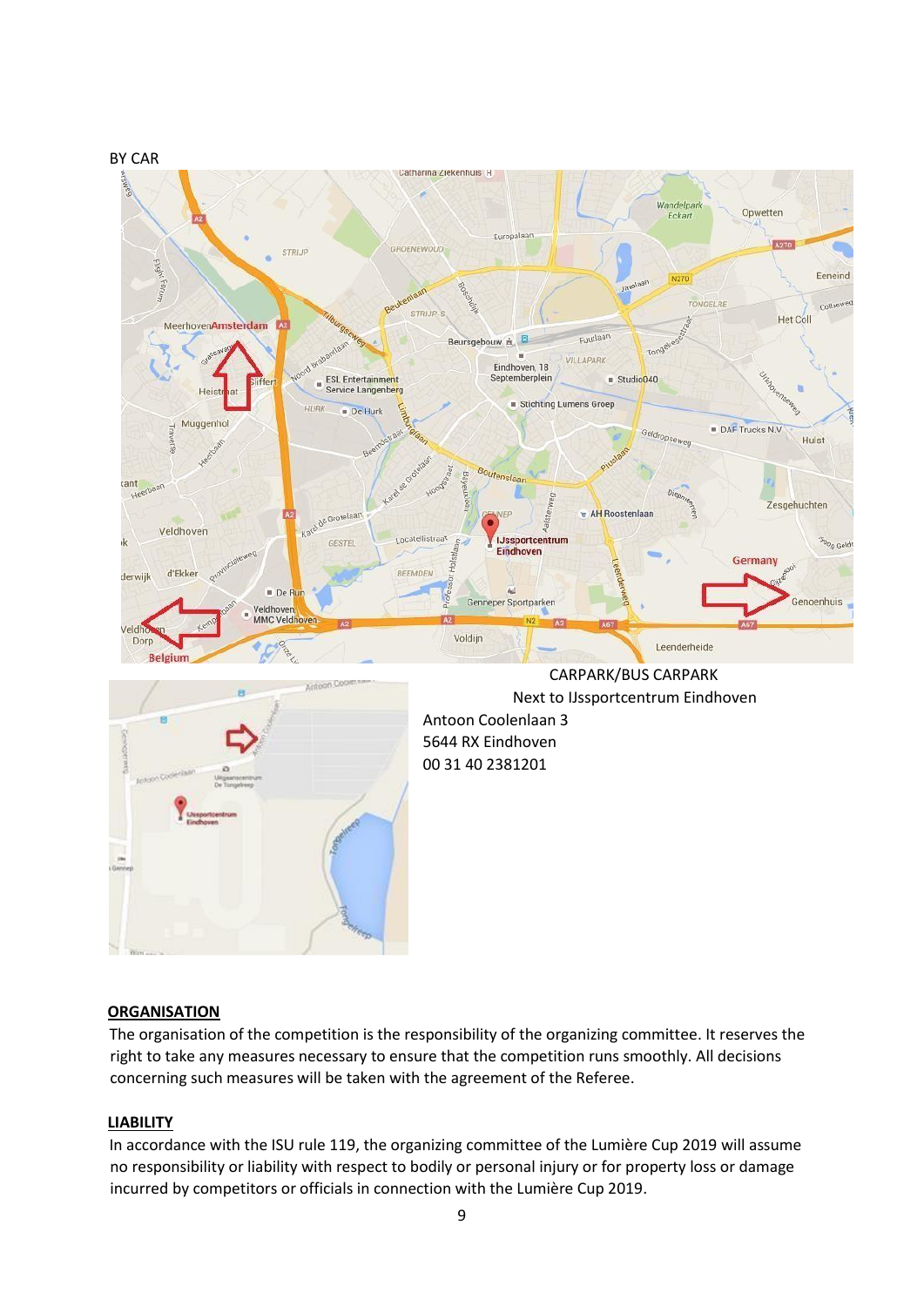BY CAR

CARPARK/BUS CARPARK
Next to IJssportcentrum Eindhoven
Antoon Coolenlaan 3
5644 RX Eindhoven
00 31 40 2381201

## ORGANISATION

The organisation of the competition is the responsibility of the organizing committee. It reserves the right to take any measures necessary to ensure that the competition runs smoothly. All decisions concerning such measures will be taken with the agreement of the Referee.

## LIABILITY

In accordance with the ISU rule 119, the organizing committee of the Lumière Cup 2019 will assume no responsibility or liability with respect to bodily or personal injury or for property loss or damage incurred by competitors or officials in connection with the Lumière Cup 2019.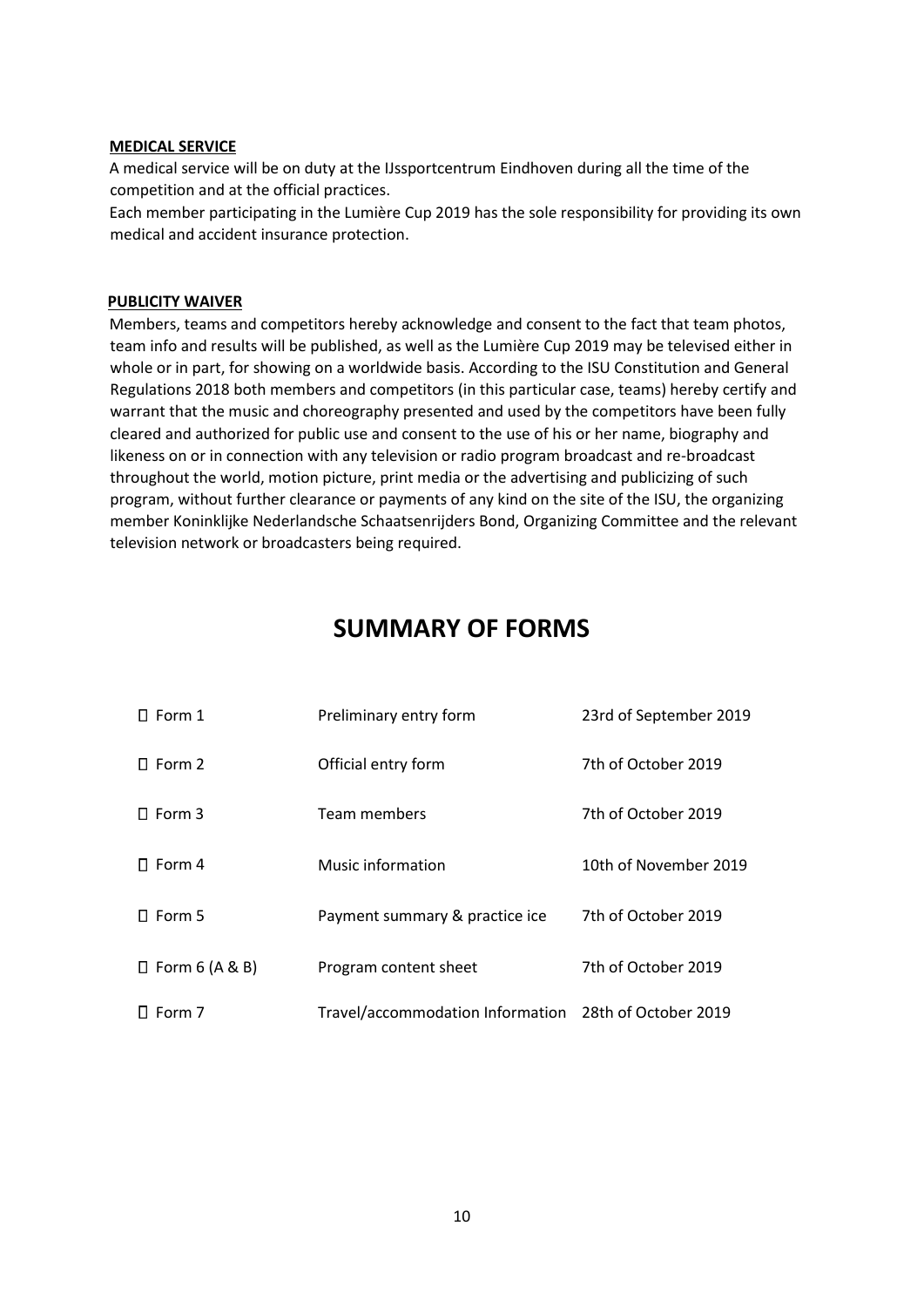**MEDICAL SERVICE**

A medical service will be on duty at the IJssportcentrum Eindhoven during all the time of the competition and at the official practices.

Each member participating in the Lumière Cup 2019 has the sole responsibility for providing its own medical and accident insurance protection.

**PUBLICITY WAIVER**

Members, teams and competitors hereby acknowledge and consent to the fact that team photos, team info and results will be published, as well as the Lumière Cup 2019 may be televised either in whole or in part, for showing on a worldwide basis. According to the ISU Constitution and General Regulations 2018 both members and competitors (in this particular case, teams) hereby certify and warrant that the music and choreography presented and used by the competitors have been fully cleared and authorized for public use and consent to the use of his or her name, biography and likeness on or in connection with any television or radio program broadcast and re-broadcast throughout the world, motion picture, print media or the advertising and publicizing of such program, without further clearance or payments of any kind on the site of the ISU, the organizing member Koninklijke Nederlandsche Schaatsenrijders Bond, Organizing Committee and the relevant television network or broadcasters being required.

# SUMMARY OF FORMS

| | | |
|---|---|---|
| ☐ Form 1 | Preliminary entry form | 23rd of September 2019 |
| ☐ Form 2 | Official entry form | 7th of October 2019 |
| ☐ Form 3 | Team members | 7th of October 2019 |
| ☐ Form 4 | Music information | 10th of November 2019 |
| ☐ Form 5 | Payment summary & practice ice | 7th of October 2019 |
| ☐ Form 6 (A & B) | Program content sheet | 7th of October 2019 |
| ☐ Form 7 | Travel/accommodation Information | 28th of October 2019 |